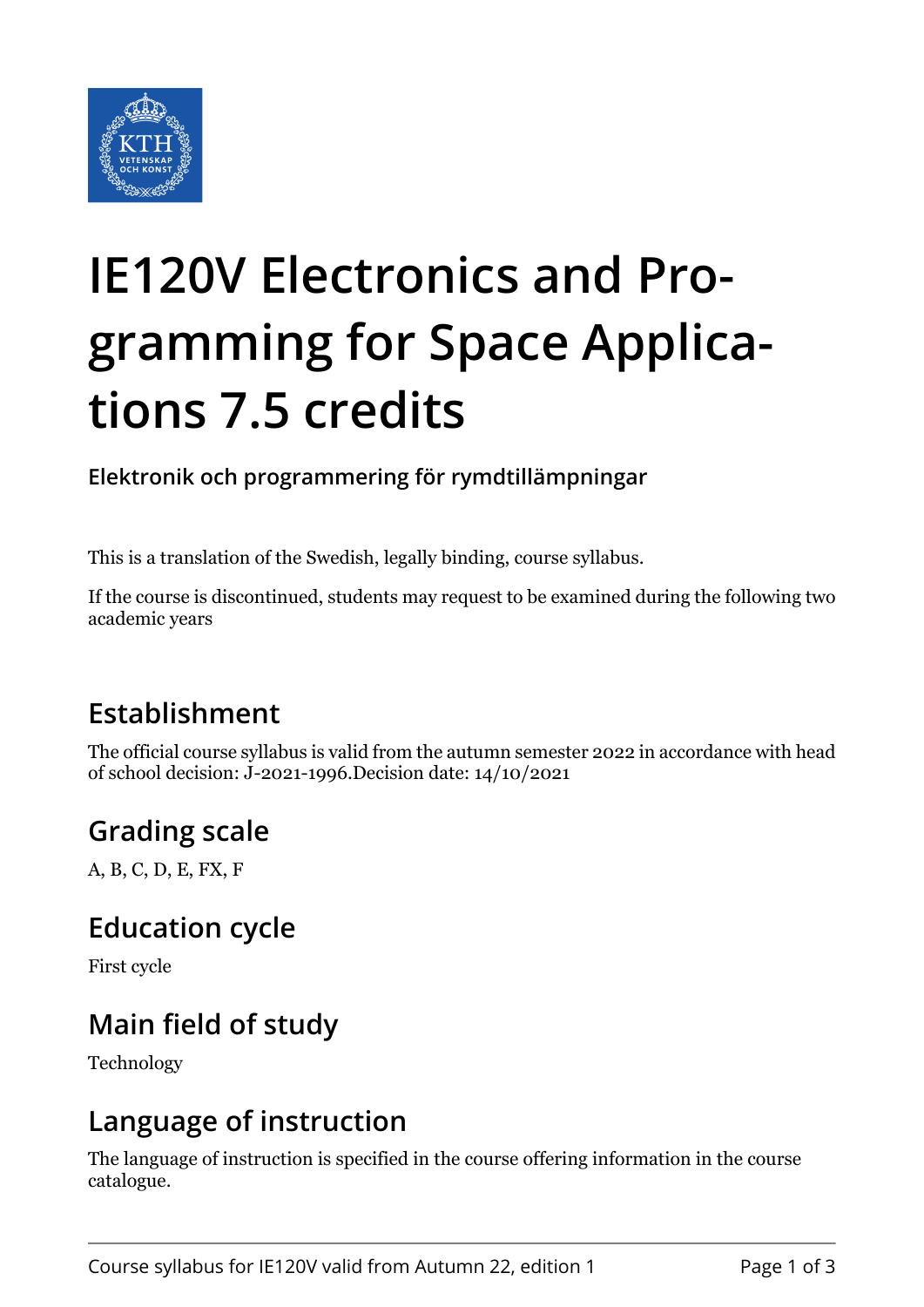# IE120V Electronics and Programming for Space Applications 7.5 credits

**Elektronik och programmering för rymdtillämpningar**

This is a translation of the Swedish, legally binding, course syllabus.

If the course is discontinued, students may request to be examined during the following two academic years

## Establishment

The official course syllabus is valid from the autumn semester 2022 in accordance with head of school decision: J-2021-1996.Decision date: 14/10/2021

## Grading scale

A, B, C, D, E, FX, F

## Education cycle

First cycle

## Main field of study

Technology

## Language of instruction

The language of instruction is specified in the course offering information in the course catalogue.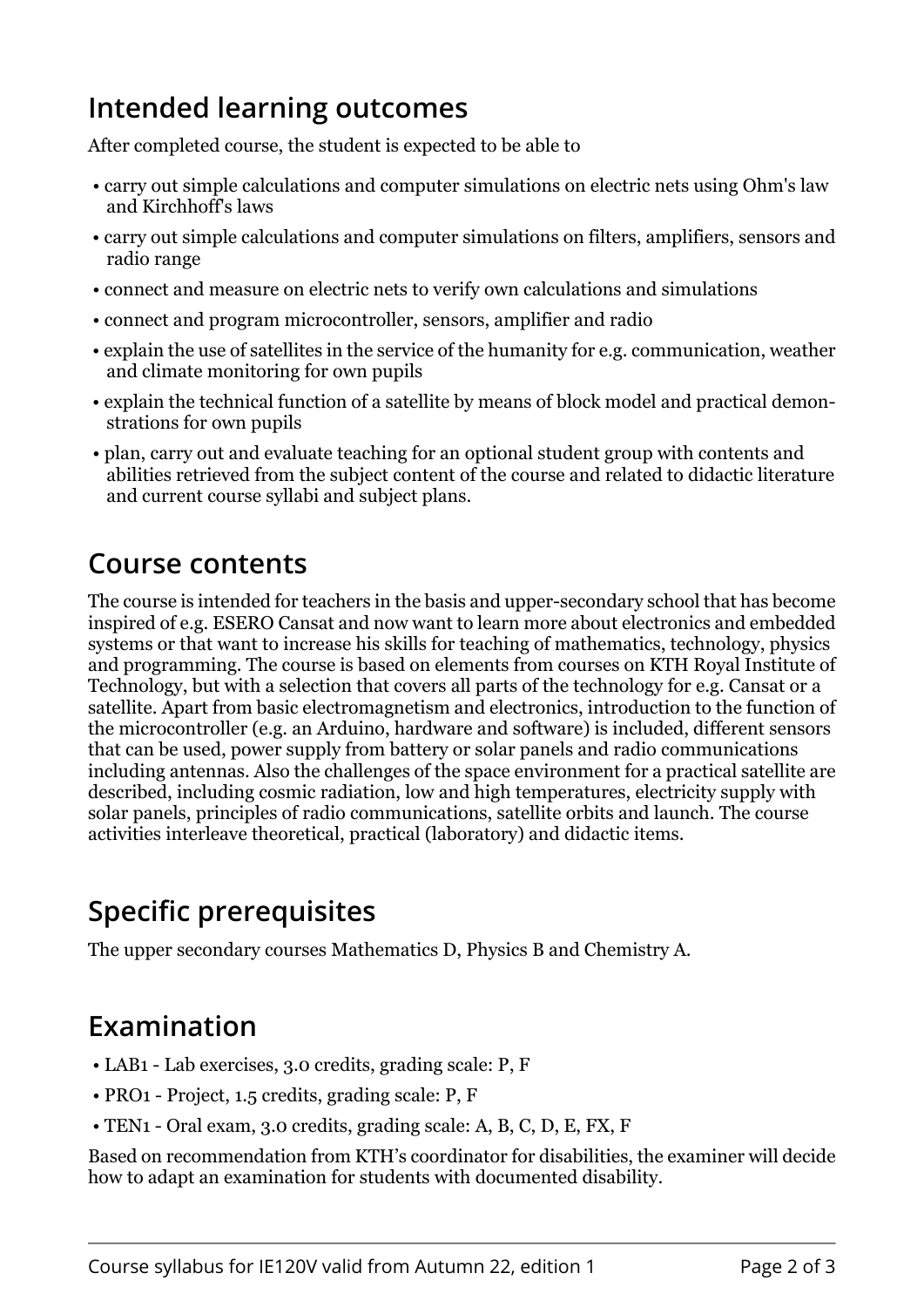## Intended learning outcomes

After completed course, the student is expected to be able to

- carry out simple calculations and computer simulations on electric nets using Ohm's law and Kirchhoff's laws
- carry out simple calculations and computer simulations on filters, amplifiers, sensors and radio range
- connect and measure on electric nets to verify own calculations and simulations
- connect and program microcontroller, sensors, amplifier and radio
- explain the use of satellites in the service of the humanity for e.g. communication, weather and climate monitoring for own pupils
- explain the technical function of a satellite by means of block model and practical demonstrations for own pupils
- plan, carry out and evaluate teaching for an optional student group with contents and abilities retrieved from the subject content of the course and related to didactic literature and current course syllabi and subject plans.

## Course contents

The course is intended for teachers in the basis and upper-secondary school that has become inspired of e.g. ESERO Cansat and now want to learn more about electronics and embedded systems or that want to increase his skills for teaching of mathematics, technology, physics and programming. The course is based on elements from courses on KTH Royal Institute of Technology, but with a selection that covers all parts of the technology for e.g. Cansat or a satellite. Apart from basic electromagnetism and electronics, introduction to the function of the microcontroller (e.g. an Arduino, hardware and software) is included, different sensors that can be used, power supply from battery or solar panels and radio communications including antennas. Also the challenges of the space environment for a practical satellite are described, including cosmic radiation, low and high temperatures, electricity supply with solar panels, principles of radio communications, satellite orbits and launch. The course activities interleave theoretical, practical (laboratory) and didactic items.

## Specific prerequisites

The upper secondary courses Mathematics D, Physics B and Chemistry A.

## Examination

- LAB1 - Lab exercises, 3.0 credits, grading scale: P, F
- PRO1 - Project, 1.5 credits, grading scale: P, F
- TEN1 - Oral exam, 3.0 credits, grading scale: A, B, C, D, E, FX, F

Based on recommendation from KTH's coordinator for disabilities, the examiner will decide how to adapt an examination for students with documented disability.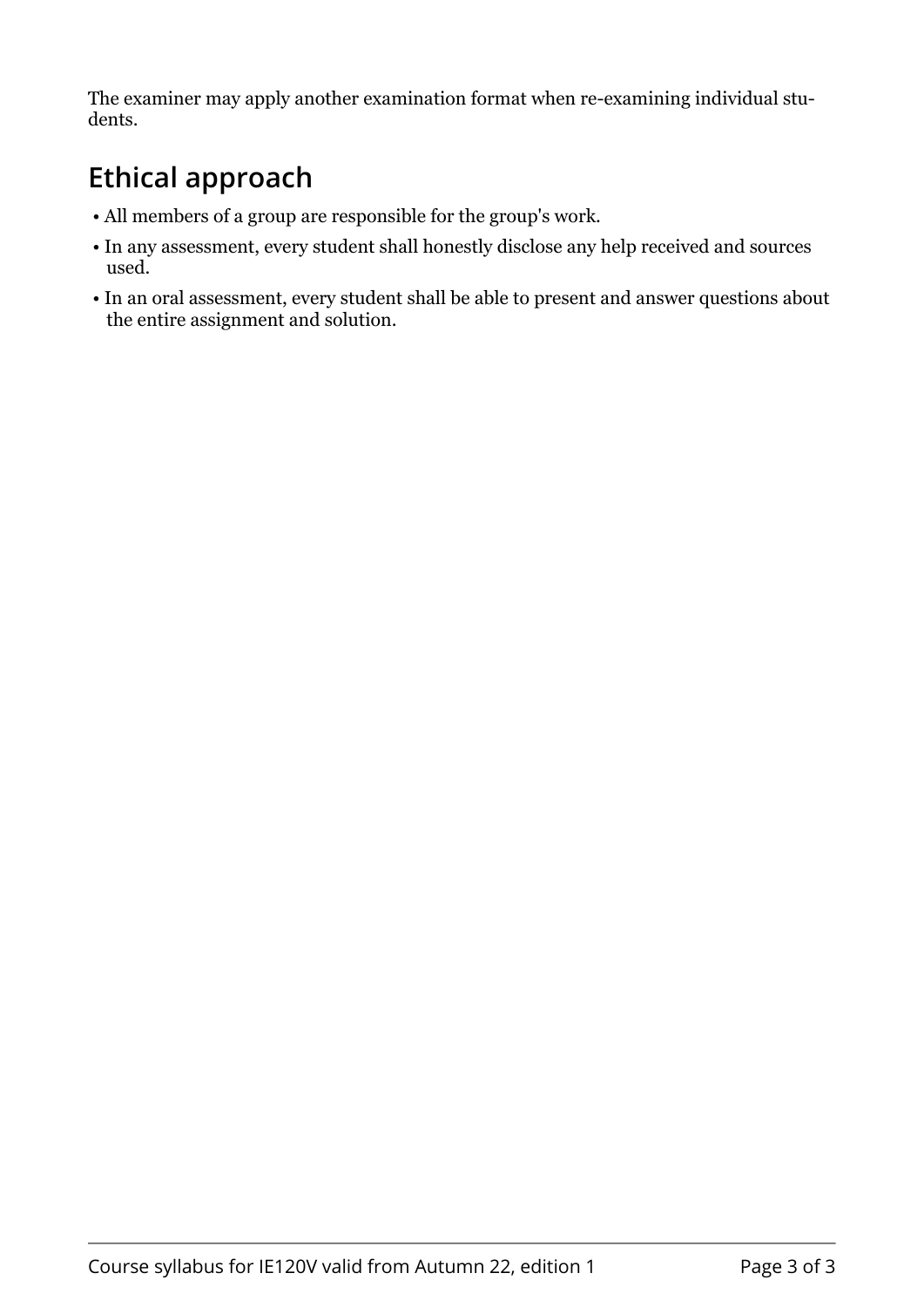The examiner may apply another examination format when re-examining individual students.

## Ethical approach

- All members of a group are responsible for the group's work.
- In any assessment, every student shall honestly disclose any help received and sources used.
- In an oral assessment, every student shall be able to present and answer questions about the entire assignment and solution.